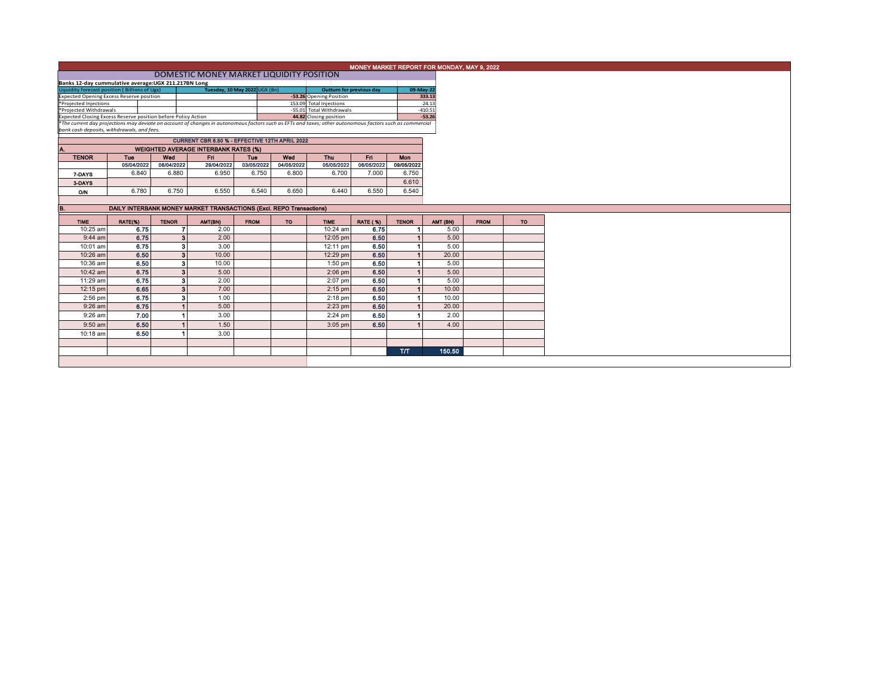# MONEY MARKET REPORT FOR MONDAY, MAY 9, 2022

## DOMESTIC MONEY MARKET LIQUIDITY POSITION

**Banks 12-day cummulative average:UGX 211.217BN Long**

| Liquidity forecast position ( Billions of Ugx) | Tuesday, 10 May 2022 | UGX (Bn) | Outturn for previous day | 09-May-22 |
|---|---|---|---|---|
| Expected Opening Excess Reserve position | | -53.26 | Opening Position | 333.13 |
| *Projected Injections | | 153.09 | Total Injections | 24.13 |
| *Projected Withdrawals | | -55.01 | Total Withdrawals | -410.51 |
| Expected Closing Excess Reserve position before Policy Action | | 44.82 | Closing position | -53.26 |

*The current day projections may deviate on account of changes in autonomous factors such as EFTs and taxes; other autonomous factors such as commercial bank cash deposits, withdrawals, and fees.

**CURRENT CBR 6.50 % - EFFECTIVE 12TH APRIL 2022**

### A. WEIGHTED AVERAGE INTERBANK RATES (%)

| TENOR | Tue | Wed | Fri | Tue | Wed | Thu | Fri | Mon |
|---|---|---|---|---|---|---|---|---|
| | 05/04/2022 | 06/04/2022 | 29/04/2022 | 03/05/2022 | 04/05/2022 | 05/05/2022 | 06/05/2022 | 09/05/2022 |
| 7-DAYS | 6.840 | 6.880 | 6.950 | 6.750 | 6.800 | 6.700 | 7.000 | 6.750 |
| 3-DAYS | | | | | | | | 6.610 |
| O/N | 6.780 | 6.750 | 6.550 | 6.540 | 6.650 | 6.440 | 6.550 | 6.540 |

### B. DAILY INTERBANK MONEY MARKET TRANSACTIONS (Excl. REPO Transactions)

| TIME | RATE(%) | TENOR | AMT(BN) | FROM | TO | TIME | RATE ( %) | TENOR | AMT (BN) | FROM | TO |
|---|---|---|---|---|---|---|---|---|---|---|---|
| 10:25 am | 6.75 | 7 | 2.00 | | | 10:24 am | 6.75 | 1 | 5.00 | | |
| 9:44 am | 6.75 | 3 | 2.00 | | | 12:05 pm | 6.50 | 1 | 5.00 | | |
| 10:01 am | 6.75 | 3 | 3.00 | | | 12:11 pm | 6.50 | 1 | 5.00 | | |
| 10:26 am | 6.50 | 3 | 10.00 | | | 12:29 pm | 6.50 | 1 | 20.00 | | |
| 10:36 am | 6.50 | 3 | 10.00 | | | 1:50 pm | 6.50 | 1 | 5.00 | | |
| 10:42 am | 6.75 | 3 | 5.00 | | | 2:06 pm | 6.50 | 1 | 5.00 | | |
| 11:29 am | 6.75 | 3 | 2.00 | | | 2:07 pm | 6.50 | 1 | 5.00 | | |
| 12:15 pm | 6.65 | 3 | 7.00 | | | 2:15 pm | 6.50 | 1 | 10.00 | | |
| 2:56 pm | 6.75 | 3 | 1.00 | | | 2:18 pm | 6.50 | 1 | 10.00 | | |
| 9:26 am | 6.75 | 1 | 5.00 | | | 2:23 pm | 6.50 | 1 | 20.00 | | |
| 9:26 am | 7.00 | 1 | 3.00 | | | 2:24 pm | 6.50 | 1 | 2.00 | | |
| 9:50 am | 6.50 | 1 | 1.50 | | | 3:05 pm | 6.50 | 1 | 4.00 | | |
| 10:18 am | 6.50 | 1 | 3.00 | | | | | | | | |
| | | | | | | | | T/T | 150.50 | | |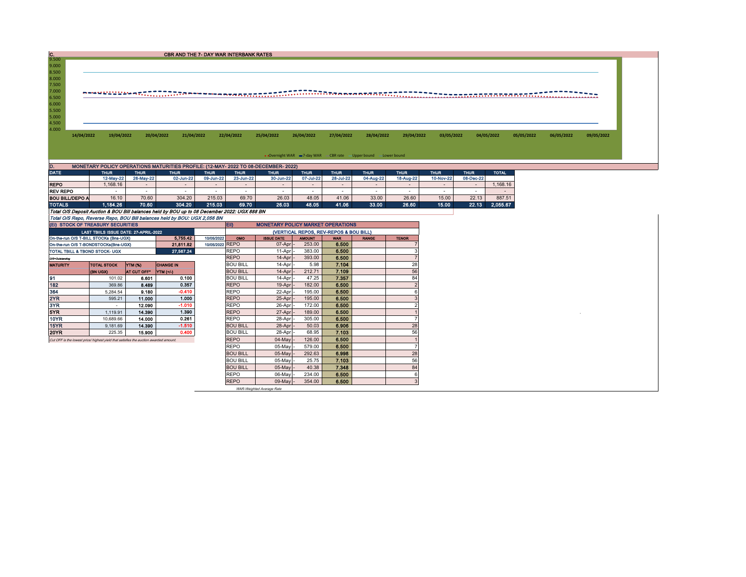## C. CBR AND THE 7- DAY WAR INTERBANK RATES

9.500
9.000
8.500
8.000
7.500
7.000
6.500
6.000
5.500
5.000
4.500
4.000

14/04/2022 19/04/2022 20/04/2022 21/04/2022 22/04/2022 25/04/2022 26/04/2022 27/04/2022 28/04/2022 29/04/2022 03/05/2022 04/05/2022 05/05/2022 06/05/2022 09/05/2022

Overnight WAR | 7-day WAR | CBR rate | Upper bound | Lower bound

## D. MONETARY POLICY OPERATIONS MATURITIES PROFILE: (12-MAY- 2022 TO 08-DECEMBER- 2022)

| DATE | THUR | THUR | THUR | THUR | THUR | THUR | THUR | THUR | THUR | THUR | THUR | THUR | TOTAL |
|---|---|---|---|---|---|---|---|---|---|---|---|---|---|
| | 12-May-22 | 26-May-22 | 02-Jun-22 | 09-Jun-22 | 23-Jun-22 | 30-Jun-22 | 07-Jul-22 | 28-Jul-22 | 04-Aug-22 | 18-Aug-22 | 10-Nov-22 | 08-Dec-22 | |
| REPO | 1,168.16 | - | - | - | - | - | - | - | - | - | - | - | 1,168.16 |
| REV REPO | - | - | - | - | - | - | - | - | - | - | - | - | - |
| BOU BILL/DEPO A | 16.10 | 70.60 | 304.20 | 215.03 | 69.70 | 26.03 | 48.05 | 41.06 | 33.00 | 26.60 | 15.00 | 22.13 | 887.51 |
| TOTALS | 1,184.26 | 70.60 | 304.20 | 215.03 | 69.70 | 26.03 | 48.05 | 41.06 | 33.00 | 26.60 | 15.00 | 22.13 | 2,055.67 |

*Total O/S Deposit Auction & BOU Bill balances held by BOU up to 08 December 2022: UGX 888 BN*

*Total O/S Repo, Reverse Repo, BOU Bill balances held by BOU: UGX 2,056 BN*

## (EI) STOCK OF TREASURY SECURITIES

| LAST TBIILS ISSUE DATE: 27-APRIL-2022 | | |
|---|---|---|
| On-the-run O/S T-BILL STOCKs (Bns-UGX) | 5,755.42 | 10/05/2022 |
| On-the-run O/S T-BONDSTOCKs(Bns-UGX) | 21,811.82 | 10/05/2022 |
| TOTAL TBILL & TBOND STOCK- UGX | 27,567.24 | |

O/S=Outstanding

| MATURITY | TOTAL STOCK (BN UGX) | YTM (%) AT CUT OFF* | CHANGE IN YTM (+/-) |
|---|---|---|---|
| 91 | 101.02 | 6.601 | 0.100 |
| 182 | 369.86 | 8.489 | 0.357 |
| 364 | 5,284.54 | 9.180 | -0.410 |
| 2YR | 595.21 | 11.000 | 1.000 |
| 3YR | - | 12.090 | -1.010 |
| 5YR | 1,119.91 | 14.390 | 1.390 |
| 10YR | 10,689.66 | 14.000 | 0.261 |
| 15YR | 9,181.69 | 14.390 | -1.510 |
| 20YR | 225.35 | 15.900 | 0.400 |

*Cut OFF is the lowest price/ highest yield that satisfies the auction awarded amount.*

## EII) MONETARY POLICY MARKET OPERATIONS

(VERTICAL REPOS, REV-REPOS & BOU BILL)

| OMO | ISSUE DATE | AMOUNT | WAR | RANGE | TENOR |
|---|---|---|---|---|---|
| REPO | 07-Apr | 253.00 | 6.500 | | 7 |
| REPO | 11-Apr | 383.00 | 6.500 | | 3 |
| REPO | 14-Apr | 393.00 | 6.500 | | 7 |
| BOU BILL | 14-Apr | 5.98 | 7.104 | | 28 |
| BOU BILL | 14-Apr | 212.71 | 7.109 | | 56 |
| BOU BILL | 14-Apr | 47.25 | 7.357 | | 84 |
| REPO | 19-Apr | 182.00 | 6.500 | | 2 |
| REPO | 22-Apr | 195.00 | 6.500 | | 6 |
| REPO | 25-Apr | 195.00 | 6.500 | | 3 |
| REPO | 26-Apr | 172.00 | 6.500 | | 2 |
| REPO | 27-Apr | 189.00 | 6.500 | | 1 |
| REPO | 28-Apr | 305.00 | 6.500 | | 7 |
| BOU BILL | 28-Apr | 50.03 | 6.906 | | 28 |
| BOU BILL | 28-Apr | 68.95 | 7.103 | | 56 |
| REPO | 04-May | 126.00 | 6.500 | | 1 |
| REPO | 05-May | 579.00 | 6.500 | | 7 |
| BOU BILL | 05-May | 292.63 | 6.998 | | 28 |
| BOU BILL | 05-May | 25.75 | 7.103 | | 56 |
| BOU BILL | 05-May | 40.38 | 7.348 | | 84 |
| REPO | 06-May | 234.00 | 6.500 | | 6 |
| REPO | 09-May | 354.00 | 6.500 | | 3 |

*WAR-Weighted Average Rate*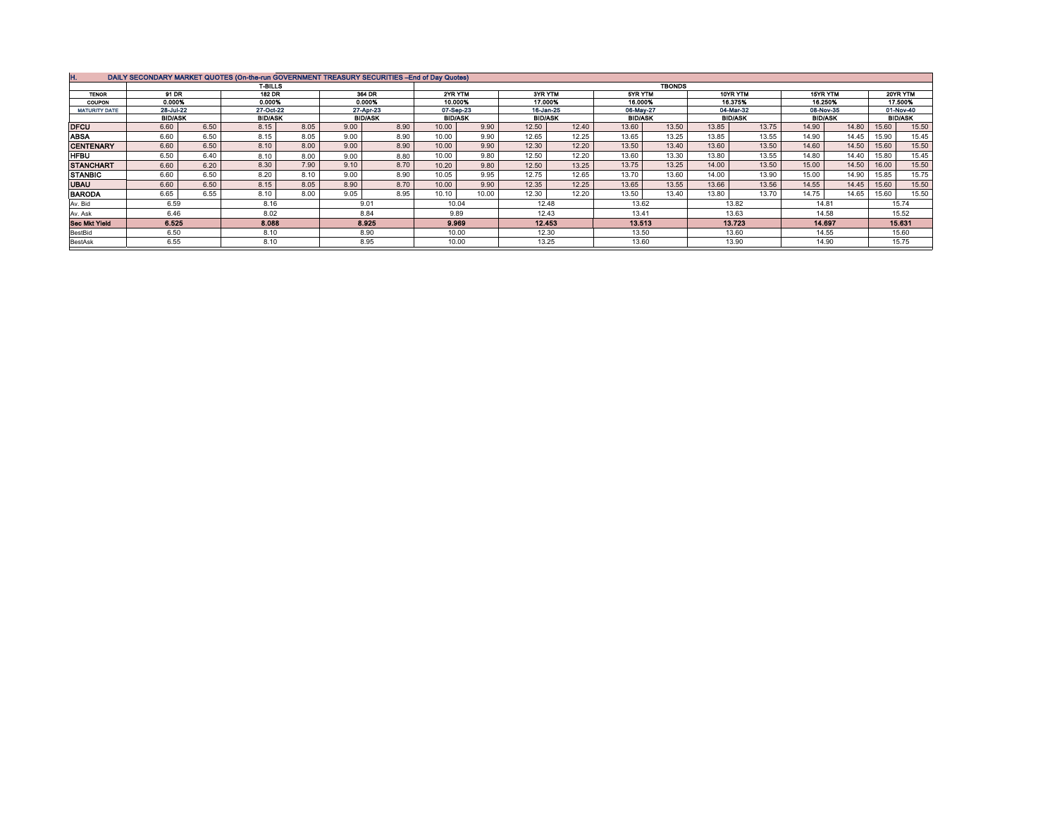**H. DAILY SECONDARY MARKET QUOTES (On-the-run GOVERNMENT TREASURY SECURITIES –End of Day Quotes)**

| | T-BILLS | | | | | | TBONDS | | | | | | | | | | | |
|---|---|---|---|---|---|---|---|---|---|---|---|---|---|---|---|---|---|---|
| **TENOR** | **91 DR** | | **182 DR** | | **364 DR** | | **2YR YTM** | | **3YR YTM** | | **5YR YTM** | | **10YR YTM** | | **15YR YTM** | | **20YR YTM** | |
| **COUPON** | **0.000%** | | **0.000%** | | **0.000%** | | **10.000%** | | **17.000%** | | **16.000%** | | **16.375%** | | **16.250%** | | **17.500%** | |
| **MATURITY DATE** | **28-Jul-22** | | **27-Oct-22** | | **27-Apr-23** | | **07-Sep-23** | | **16-Jan-25** | | **06-May-27** | | **04-Mar-32** | | **08-Nov-35** | | **01-Nov-40** | |
| | **BID/ASK** | | **BID/ASK** | | **BID/ASK** | | **BID/ASK** | | **BID/ASK** | | **BID/ASK** | | **BID/ASK** | | **BID/ASK** | | **BID/ASK** | |
| **DFCU** | 6.60 | 6.50 | 8.15 | 8.05 | 9.00 | 8.90 | 10.00 | 9.90 | 12.50 | 12.40 | 13.60 | 13.50 | 13.85 | 13.75 | 14.90 | 14.80 | 15.60 | 15.50 |
| **ABSA** | 6.60 | 6.50 | 8.15 | 8.05 | 9.00 | 8.90 | 10.00 | 9.90 | 12.65 | 12.25 | 13.65 | 13.25 | 13.85 | 13.55 | 14.90 | 14.45 | 15.90 | 15.45 |
| **CENTENARY** | 6.60 | 6.50 | 8.10 | 8.00 | 9.00 | 8.90 | 10.00 | 9.90 | 12.30 | 12.20 | 13.50 | 13.40 | 13.60 | 13.50 | 14.60 | 14.50 | 15.60 | 15.50 |
| **HFBU** | 6.50 | 6.40 | 8.10 | 8.00 | 9.00 | 8.80 | 10.00 | 9.80 | 12.50 | 12.20 | 13.60 | 13.30 | 13.80 | 13.55 | 14.80 | 14.40 | 15.80 | 15.45 |
| **STANCHART** | 6.60 | 6.20 | 8.30 | 7.90 | 9.10 | 8.70 | 10.20 | 9.80 | 12.50 | 13.25 | 13.75 | 13.25 | 14.00 | 13.50 | 15.00 | 14.50 | 16.00 | 15.50 |
| **STANBIC** | 6.60 | 6.50 | 8.20 | 8.10 | 9.00 | 8.90 | 10.05 | 9.95 | 12.75 | 12.65 | 13.70 | 13.60 | 14.00 | 13.90 | 15.00 | 14.90 | 15.85 | 15.75 |
| **UBAU** | 6.60 | 6.50 | 8.15 | 8.05 | 8.90 | 8.70 | 10.00 | 9.90 | 12.35 | 12.25 | 13.65 | 13.55 | 13.66 | 13.56 | 14.55 | 14.45 | 15.60 | 15.50 |
| **BARODA** | 6.65 | 6.55 | 8.10 | 8.00 | 9.05 | 8.95 | 10.10 | 10.00 | 12.30 | 12.20 | 13.50 | 13.40 | 13.80 | 13.70 | 14.75 | 14.65 | 15.60 | 15.50 |
| Av. Bid | 6.59 | | 8.16 | | 9.01 | | 10.04 | | 12.48 | | 13.62 | | 13.82 | | 14.81 | | 15.74 | |
| Av. Ask | 6.46 | | 8.02 | | 8.84 | | 9.89 | | 12.43 | | 13.41 | | 13.63 | | 14.58 | | 15.52 | |
| **Sec Mkt Yield** | **6.525** | | **8.088** | | **8.925** | | **9.969** | | **12.453** | | **13.513** | | **13.723** | | **14.697** | | **15.631** | |
| BestBid | 6.50 | | 8.10 | | 8.90 | | 10.00 | | 12.30 | | 13.50 | | 13.60 | | 14.55 | | 15.60 | |
| BestAsk | 6.55 | | 8.10 | | 8.95 | | 10.00 | | 13.25 | | 13.60 | | 13.90 | | 14.90 | | 15.75 | |